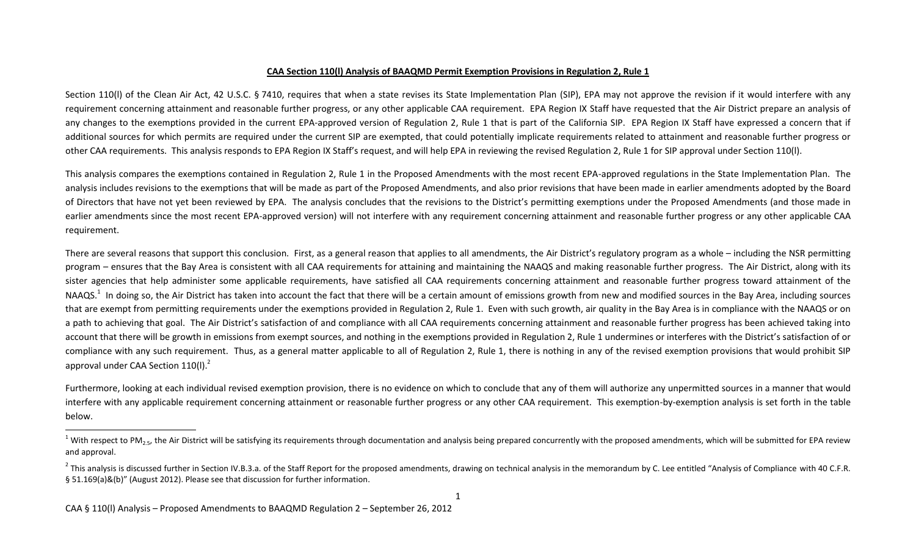**CAA Section 110(l) Analysis of BAAQMD Permit Exemption Provisions in Regulation 2, Rule 1**

Section 110(l) of the Clean Air Act, 42 U.S.C. § 7410, requires that when a state revises its State Implementation Plan (SIP), EPA may not approve the revision if it would interfere with any requirement concerning attainment and reasonable further progress, or any other applicable CAA requirement. EPA Region IX Staff have requested that the Air District prepare an analysis of any changes to the exemptions provided in the current EPA-approved version of Regulation 2, Rule 1 that is part of the California SIP. EPA Region IX Staff have expressed a concern that if additional sources for which permits are required under the current SIP are exempted, that could potentially implicate requirements related to attainment and reasonable further progress or other CAA requirements. This analysis responds to EPA Region IX Staff's request, and will help EPA in reviewing the revised Regulation 2, Rule 1 for SIP approval under Section 110(l).

This analysis compares the exemptions contained in Regulation 2, Rule 1 in the Proposed Amendments with the most recent EPA-approved regulations in the State Implementation Plan. The analysis includes revisions to the exemptions that will be made as part of the Proposed Amendments, and also prior revisions that have been made in earlier amendments adopted by the Board of Directors that have not yet been reviewed by EPA. The analysis concludes that the revisions to the District's permitting exemptions under the Proposed Amendments (and those made in earlier amendments since the most recent EPA-approved version) will not interfere with any requirement concerning attainment and reasonable further progress or any other applicable CAA requirement.

There are several reasons that support this conclusion. First, as a general reason that applies to all amendments, the Air District's regulatory program as a whole – including the NSR permitting program – ensures that the Bay Area is consistent with all CAA requirements for attaining and maintaining the NAAQS and making reasonable further progress. The Air District, along with its sister agencies that help administer some applicable requirements, have satisfied all CAA requirements concerning attainment and reasonable further progress toward attainment of the NAAQS.[1] In doing so, the Air District has taken into account the fact that there will be a certain amount of emissions growth from new and modified sources in the Bay Area, including sources that are exempt from permitting requirements under the exemptions provided in Regulation 2, Rule 1. Even with such growth, air quality in the Bay Area is in compliance with the NAAQS or on a path to achieving that goal. The Air District's satisfaction of and compliance with all CAA requirements concerning attainment and reasonable further progress has been achieved taking into account that there will be growth in emissions from exempt sources, and nothing in the exemptions provided in Regulation 2, Rule 1 undermines or interferes with the District's satisfaction of or compliance with any such requirement. Thus, as a general matter applicable to all of Regulation 2, Rule 1, there is nothing in any of the revised exemption provisions that would prohibit SIP approval under CAA Section 110(l).[2]

Furthermore, looking at each individual revised exemption provision, there is no evidence on which to conclude that any of them will authorize any unpermitted sources in a manner that would interfere with any applicable requirement concerning attainment or reasonable further progress or any other CAA requirement. This exemption-by-exemption analysis is set forth in the table below.

[1] With respect to $PM_{2.5}$, the Air District will be satisfying its requirements through documentation and analysis being prepared concurrently with the proposed amendments, which will be submitted for EPA review and approval.

[2] This analysis is discussed further in Section IV.B.3.a. of the Staff Report for the proposed amendments, drawing on technical analysis in the memorandum by C. Lee entitled "Analysis of Compliance with 40 C.F.R. § 51.169(a)&(b)" (August 2012). Please see that discussion for further information.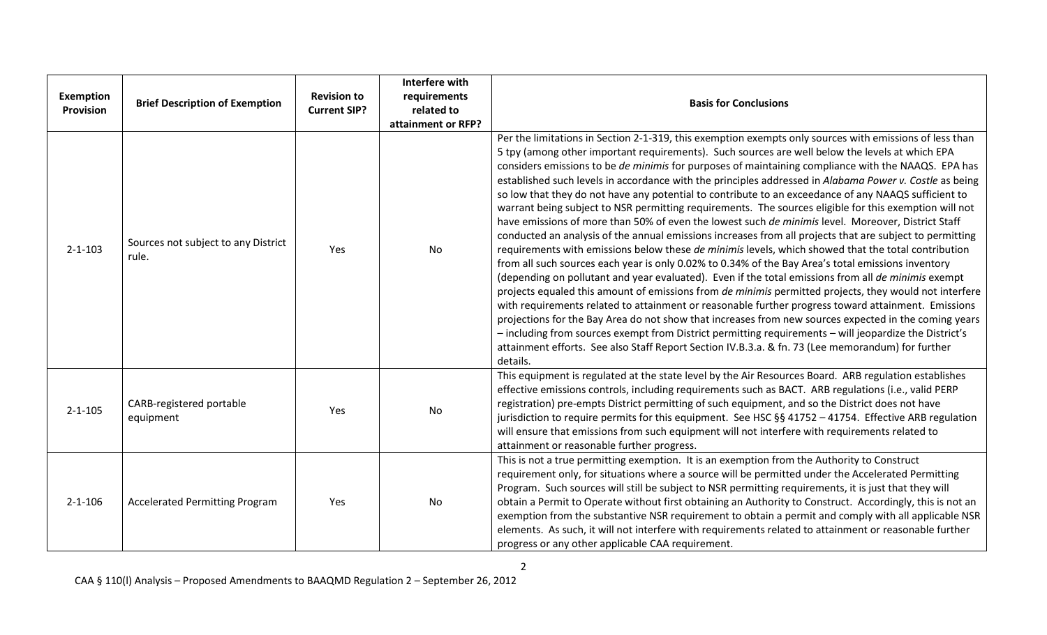| Exemption Provision | Brief Description of Exemption | Revision to Current SIP? | Interfere with requirements related to attainment or RFP? | Basis for Conclusions |
|---|---|---|---|---|
| 2-1-103 | Sources not subject to any District rule. | Yes | No | Per the limitations in Section 2-1-319, this exemption exempts only sources with emissions of less than 5 tpy (among other important requirements). Such sources are well below the levels at which EPA considers emissions to be *de minimis* for purposes of maintaining compliance with the NAAQS. EPA has established such levels in accordance with the principles addressed in *Alabama Power v. Costle* as being so low that they do not have any potential to contribute to an exceedance of any NAAQS sufficient to warrant being subject to NSR permitting requirements. The sources eligible for this exemption will not have emissions of more than 50% of even the lowest such *de minimis* level. Moreover, District Staff conducted an analysis of the annual emissions increases from all projects that are subject to permitting requirements with emissions below these *de minimis* levels, which showed that the total contribution from all such sources each year is only 0.02% to 0.34% of the Bay Area's total emissions inventory (depending on pollutant and year evaluated). Even if the total emissions from all *de minimis* exempt projects equaled this amount of emissions from *de minimis* permitted projects, they would not interfere with requirements related to attainment or reasonable further progress toward attainment. Emissions projections for the Bay Area do not show that increases from new sources expected in the coming years – including from sources exempt from District permitting requirements – will jeopardize the District's attainment efforts. See also Staff Report Section IV.B.3.a. & fn. 73 (Lee memorandum) for further details. |
| 2-1-105 | CARB-registered portable equipment | Yes | No | This equipment is regulated at the state level by the Air Resources Board. ARB regulation establishes effective emissions controls, including requirements such as BACT. ARB regulations (i.e., valid PERP registration) pre-empts District permitting of such equipment, and so the District does not have jurisdiction to require permits for this equipment. See HSC §§ 41752 – 41754. Effective ARB regulation will ensure that emissions from such equipment will not interfere with requirements related to attainment or reasonable further progress. |
| 2-1-106 | Accelerated Permitting Program | Yes | No | This is not a true permitting exemption. It is an exemption from the Authority to Construct requirement only, for situations where a source will be permitted under the Accelerated Permitting Program. Such sources will still be subject to NSR permitting requirements, it is just that they will obtain a Permit to Operate without first obtaining an Authority to Construct. Accordingly, this is not an exemption from the substantive NSR requirement to obtain a permit and comply with all applicable NSR elements. As such, it will not interfere with requirements related to attainment or reasonable further progress or any other applicable CAA requirement. |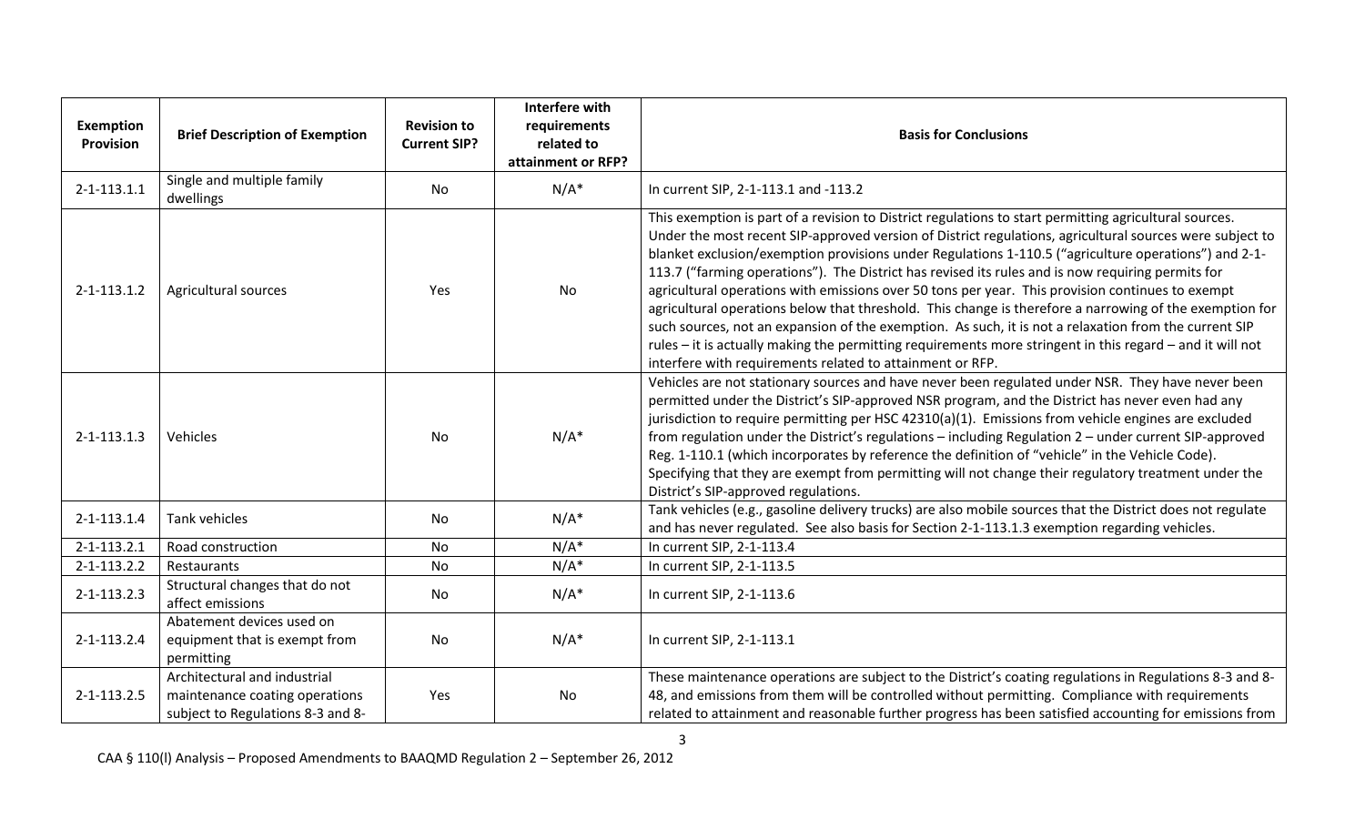| Exemption Provision | Brief Description of Exemption | Revision to Current SIP? | Interfere with requirements related to attainment or RFP? | Basis for Conclusions |
|---|---|---|---|---|
| 2-1-113.1.1 | Single and multiple family dwellings | No | N/A* | In current SIP, 2-1-113.1 and -113.2 |
| 2-1-113.1.2 | Agricultural sources | Yes | No | This exemption is part of a revision to District regulations to start permitting agricultural sources. Under the most recent SIP-approved version of District regulations, agricultural sources were subject to blanket exclusion/exemption provisions under Regulations 1-110.5 ("agriculture operations") and 2-1-113.7 ("farming operations"). The District has revised its rules and is now requiring permits for agricultural operations with emissions over 50 tons per year. This provision continues to exempt agricultural operations below that threshold. This change is therefore a narrowing of the exemption for such sources, not an expansion of the exemption. As such, it is not a relaxation from the current SIP rules – it is actually making the permitting requirements more stringent in this regard – and it will not interfere with requirements related to attainment or RFP. |
| 2-1-113.1.3 | Vehicles | No | N/A* | Vehicles are not stationary sources and have never been regulated under NSR. They have never been permitted under the District's SIP-approved NSR program, and the District has never even had any jurisdiction to require permitting per HSC 42310(a)(1). Emissions from vehicle engines are excluded from regulation under the District's regulations – including Regulation 2 – under current SIP-approved Reg. 1-110.1 (which incorporates by reference the definition of "vehicle" in the Vehicle Code). Specifying that they are exempt from permitting will not change their regulatory treatment under the District's SIP-approved regulations. |
| 2-1-113.1.4 | Tank vehicles | No | N/A* | Tank vehicles (e.g., gasoline delivery trucks) are also mobile sources that the District does not regulate and has never regulated. See also basis for Section 2-1-113.1.3 exemption regarding vehicles. |
| 2-1-113.2.1 | Road construction | No | N/A* | In current SIP, 2-1-113.4 |
| 2-1-113.2.2 | Restaurants | No | N/A* | In current SIP, 2-1-113.5 |
| 2-1-113.2.3 | Structural changes that do not affect emissions | No | N/A* | In current SIP, 2-1-113.6 |
| 2-1-113.2.4 | Abatement devices used on equipment that is exempt from permitting | No | N/A* | In current SIP, 2-1-113.1 |
| 2-1-113.2.5 | Architectural and industrial maintenance coating operations subject to Regulations 8-3 and 8- | Yes | No | These maintenance operations are subject to the District's coating regulations in Regulations 8-3 and 8-48, and emissions from them will be controlled without permitting. Compliance with requirements related to attainment and reasonable further progress has been satisfied accounting for emissions from |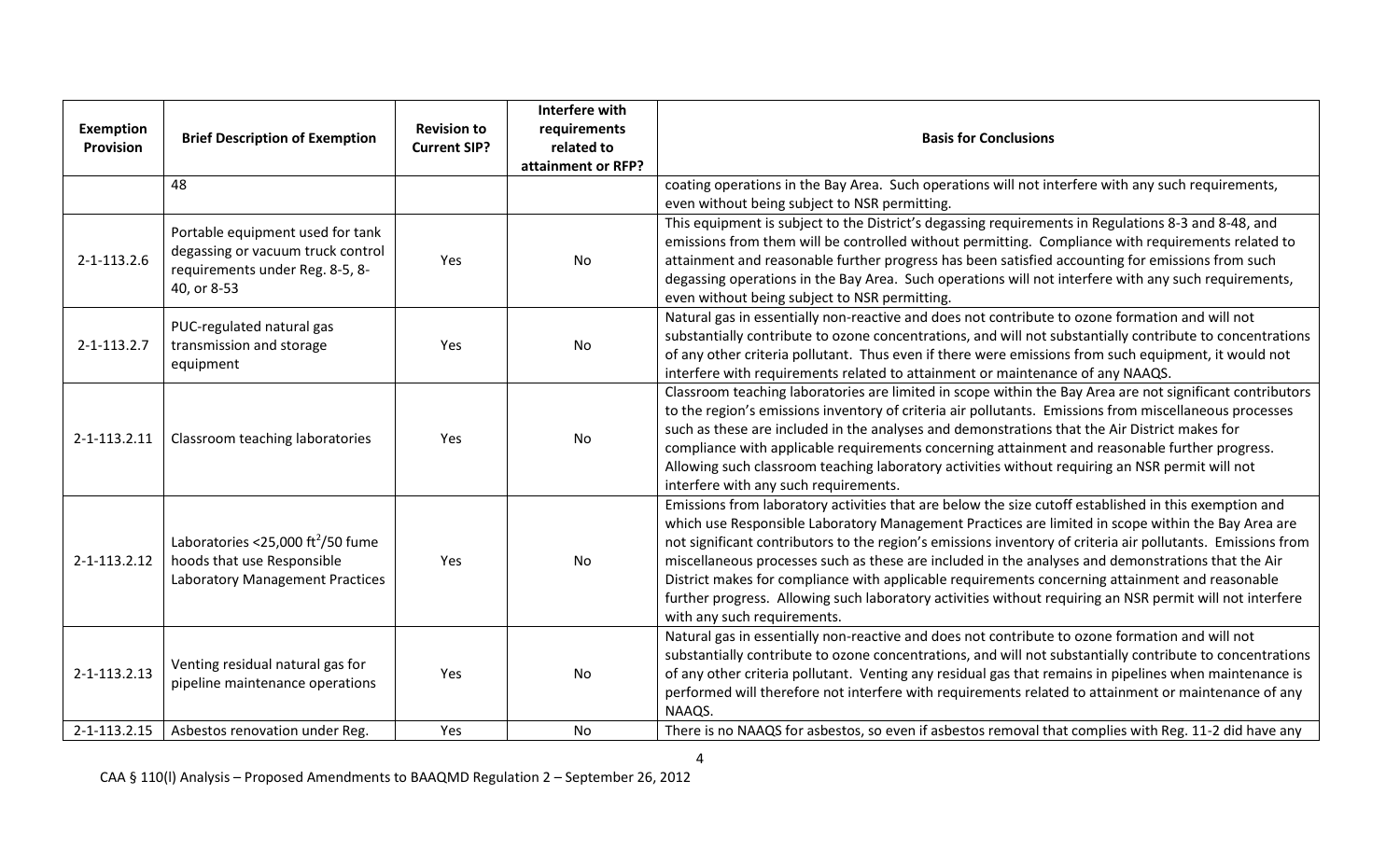| Exemption Provision | Brief Description of Exemption | Revision to Current SIP? | Interfere with requirements related to attainment or RFP? | Basis for Conclusions |
|---|---|---|---|---|
| | 48 | | | coating operations in the Bay Area. Such operations will not interfere with any such requirements, even without being subject to NSR permitting. |
| 2-1-113.2.6 | Portable equipment used for tank degassing or vacuum truck control requirements under Reg. 8-5, 8-40, or 8-53 | Yes | No | This equipment is subject to the District's degassing requirements in Regulations 8-3 and 8-48, and emissions from them will be controlled without permitting. Compliance with requirements related to attainment and reasonable further progress has been satisfied accounting for emissions from such degassing operations in the Bay Area. Such operations will not interfere with any such requirements, even without being subject to NSR permitting. |
| 2-1-113.2.7 | PUC-regulated natural gas transmission and storage equipment | Yes | No | Natural gas in essentially non-reactive and does not contribute to ozone formation and will not substantially contribute to ozone concentrations, and will not substantially contribute to concentrations of any other criteria pollutant. Thus even if there were emissions from such equipment, it would not interfere with requirements related to attainment or maintenance of any NAAQS. |
| 2-1-113.2.11 | Classroom teaching laboratories | Yes | No | Classroom teaching laboratories are limited in scope within the Bay Area are not significant contributors to the region's emissions inventory of criteria air pollutants. Emissions from miscellaneous processes such as these are included in the analyses and demonstrations that the Air District makes for compliance with applicable requirements concerning attainment and reasonable further progress. Allowing such classroom teaching laboratory activities without requiring an NSR permit will not interfere with any such requirements. |
| 2-1-113.2.12 | Laboratories <25,000 $ft^2$/50 fume hoods that use Responsible Laboratory Management Practices | Yes | No | Emissions from laboratory activities that are below the size cutoff established in this exemption and which use Responsible Laboratory Management Practices are limited in scope within the Bay Area are not significant contributors to the region's emissions inventory of criteria air pollutants. Emissions from miscellaneous processes such as these are included in the analyses and demonstrations that the Air District makes for compliance with applicable requirements concerning attainment and reasonable further progress. Allowing such laboratory activities without requiring an NSR permit will not interfere with any such requirements. |
| 2-1-113.2.13 | Venting residual natural gas for pipeline maintenance operations | Yes | No | Natural gas in essentially non-reactive and does not contribute to ozone formation and will not substantially contribute to ozone concentrations, and will not substantially contribute to concentrations of any other criteria pollutant. Venting any residual gas that remains in pipelines when maintenance is performed will therefore not interfere with requirements related to attainment or maintenance of any NAAQS. |
| 2-1-113.2.15 | Asbestos renovation under Reg. | Yes | No | There is no NAAQS for asbestos, so even if asbestos removal that complies with Reg. 11-2 did have any |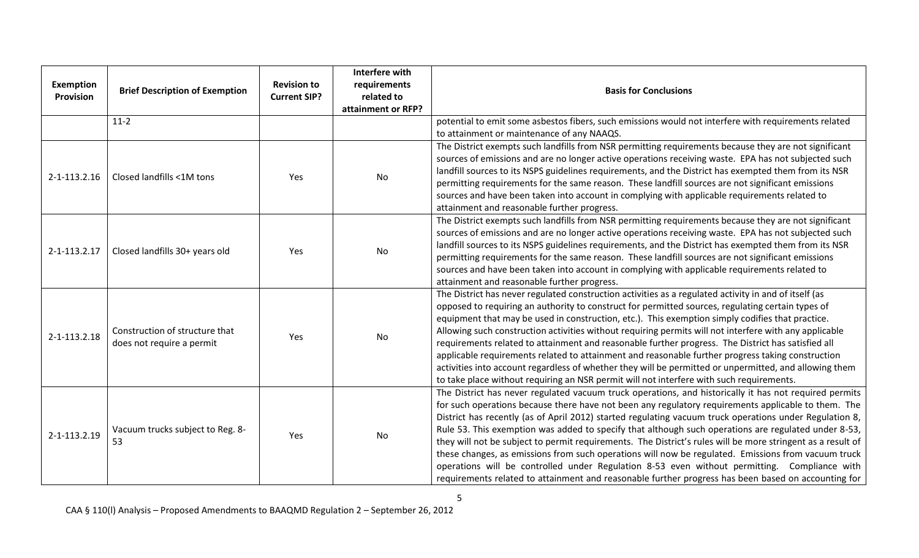| Exemption Provision | Brief Description of Exemption | Revision to Current SIP? | Interfere with requirements related to attainment or RFP? | Basis for Conclusions |
|---|---|---|---|---|
| | 11-2 | | | potential to emit some asbestos fibers, such emissions would not interfere with requirements related to attainment or maintenance of any NAAQS. |
| 2-1-113.2.16 | Closed landfills <1M tons | Yes | No | The District exempts such landfills from NSR permitting requirements because they are not significant sources of emissions and are no longer active operations receiving waste. EPA has not subjected such landfill sources to its NSPS guidelines requirements, and the District has exempted them from its NSR permitting requirements for the same reason. These landfill sources are not significant emissions sources and have been taken into account in complying with applicable requirements related to attainment and reasonable further progress. |
| 2-1-113.2.17 | Closed landfills 30+ years old | Yes | No | The District exempts such landfills from NSR permitting requirements because they are not significant sources of emissions and are no longer active operations receiving waste. EPA has not subjected such landfill sources to its NSPS guidelines requirements, and the District has exempted them from its NSR permitting requirements for the same reason. These landfill sources are not significant emissions sources and have been taken into account in complying with applicable requirements related to attainment and reasonable further progress. |
| 2-1-113.2.18 | Construction of structure that does not require a permit | Yes | No | The District has never regulated construction activities as a regulated activity in and of itself (as opposed to requiring an authority to construct for permitted sources, regulating certain types of equipment that may be used in construction, etc.). This exemption simply codifies that practice. Allowing such construction activities without requiring permits will not interfere with any applicable requirements related to attainment and reasonable further progress. The District has satisfied all applicable requirements related to attainment and reasonable further progress taking construction activities into account regardless of whether they will be permitted or unpermitted, and allowing them to take place without requiring an NSR permit will not interfere with such requirements. |
| 2-1-113.2.19 | Vacuum trucks subject to Reg. 8-53 | Yes | No | The District has never regulated vacuum truck operations, and historically it has not required permits for such operations because there have not been any regulatory requirements applicable to them. The District has recently (as of April 2012) started regulating vacuum truck operations under Regulation 8, Rule 53. This exemption was added to specify that although such operations are regulated under 8-53, they will not be subject to permit requirements. The District's rules will be more stringent as a result of these changes, as emissions from such operations will now be regulated. Emissions from vacuum truck operations will be controlled under Regulation 8-53 even without permitting. Compliance with requirements related to attainment and reasonable further progress has been based on accounting for |

CAA § 110(l) Analysis – Proposed Amendments to BAAQMD Regulation 2 – September 26, 2012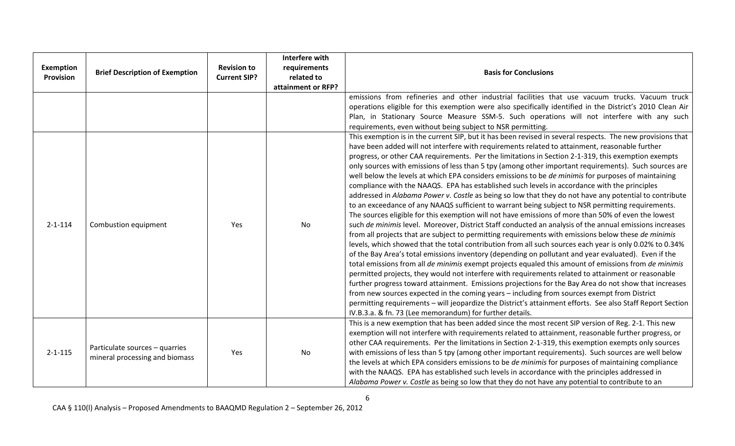| Exemption Provision | Brief Description of Exemption | Revision to Current SIP? | Interfere with requirements related to attainment or RFP? | Basis for Conclusions |
|---|---|---|---|---|
| | | | | emissions from refineries and other industrial facilities that use vacuum trucks. Vacuum truck operations eligible for this exemption were also specifically identified in the District's 2010 Clean Air Plan, in Stationary Source Measure SSM-5. Such operations will not interfere with any such requirements, even without being subject to NSR permitting. |
| 2-1-114 | Combustion equipment | Yes | No | This exemption is in the current SIP, but it has been revised in several respects. The new provisions that have been added will not interfere with requirements related to attainment, reasonable further progress, or other CAA requirements. Per the limitations in Section 2-1-319, this exemption exempts only sources with emissions of less than 5 tpy (among other important requirements). Such sources are well below the levels at which EPA considers emissions to be *de minimis* for purposes of maintaining compliance with the NAAQS. EPA has established such levels in accordance with the principles addressed in *Alabama Power v. Costle* as being so low that they do not have any potential to contribute to an exceedance of any NAAQS sufficient to warrant being subject to NSR permitting requirements. The sources eligible for this exemption will not have emissions of more than 50% of even the lowest such *de minimis* level. Moreover, District Staff conducted an analysis of the annual emissions increases from all projects that are subject to permitting requirements with emissions below these *de minimis* levels, which showed that the total contribution from all such sources each year is only 0.02% to 0.34% of the Bay Area's total emissions inventory (depending on pollutant and year evaluated). Even if the total emissions from all *de minimis* exempt projects equaled this amount of emissions from *de minimis* permitted projects, they would not interfere with requirements related to attainment or reasonable further progress toward attainment. Emissions projections for the Bay Area do not show that increases from new sources expected in the coming years – including from sources exempt from District permitting requirements – will jeopardize the District's attainment efforts. See also Staff Report Section IV.B.3.a. & fn. 73 (Lee memorandum) for further details. |
| 2-1-115 | Particulate sources – quarries mineral processing and biomass | Yes | No | This is a new exemption that has been added since the most recent SIP version of Reg. 2-1. This new exemption will not interfere with requirements related to attainment, reasonable further progress, or other CAA requirements. Per the limitations in Section 2-1-319, this exemption exempts only sources with emissions of less than 5 tpy (among other important requirements). Such sources are well below the levels at which EPA considers emissions to be *de minimis* for purposes of maintaining compliance with the NAAQS. EPA has established such levels in accordance with the principles addressed in *Alabama Power v. Costle* as being so low that they do not have any potential to contribute to an |

CAA § 110(l) Analysis – Proposed Amendments to BAAQMD Regulation 2 – September 26, 2012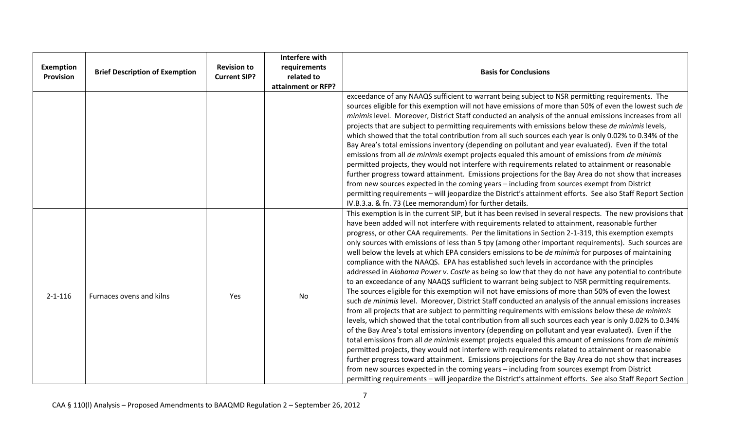| Exemption Provision | Brief Description of Exemption | Revision to Current SIP? | Interfere with requirements related to attainment or RFP? | Basis for Conclusions |
|---|---|---|---|---|
| | | | | exceedance of any NAAQS sufficient to warrant being subject to NSR permitting requirements. The sources eligible for this exemption will not have emissions of more than 50% of even the lowest such *de minimis* level. Moreover, District Staff conducted an analysis of the annual emissions increases from all projects that are subject to permitting requirements with emissions below these *de minimis* levels, which showed that the total contribution from all such sources each year is only 0.02% to 0.34% of the Bay Area's total emissions inventory (depending on pollutant and year evaluated). Even if the total emissions from all *de minimis* exempt projects equaled this amount of emissions from *de minimis* permitted projects, they would not interfere with requirements related to attainment or reasonable further progress toward attainment. Emissions projections for the Bay Area do not show that increases from new sources expected in the coming years – including from sources exempt from District permitting requirements – will jeopardize the District's attainment efforts. See also Staff Report Section IV.B.3.a. & fn. 73 (Lee memorandum) for further details. |
| 2-1-116 | Furnaces ovens and kilns | Yes | No | This exemption is in the current SIP, but it has been revised in several respects. The new provisions that have been added will not interfere with requirements related to attainment, reasonable further progress, or other CAA requirements. Per the limitations in Section 2-1-319, this exemption exempts only sources with emissions of less than 5 tpy (among other important requirements). Such sources are well below the levels at which EPA considers emissions to be *de minimis* for purposes of maintaining compliance with the NAAQS. EPA has established such levels in accordance with the principles addressed in *Alabama Power v. Costle* as being so low that they do not have any potential to contribute to an exceedance of any NAAQS sufficient to warrant being subject to NSR permitting requirements. The sources eligible for this exemption will not have emissions of more than 50% of even the lowest such *de minimis* level. Moreover, District Staff conducted an analysis of the annual emissions increases from all projects that are subject to permitting requirements with emissions below these *de minimis* levels, which showed that the total contribution from all such sources each year is only 0.02% to 0.34% of the Bay Area's total emissions inventory (depending on pollutant and year evaluated). Even if the total emissions from all *de minimis* exempt projects equaled this amount of emissions from *de minimis* permitted projects, they would not interfere with requirements related to attainment or reasonable further progress toward attainment. Emissions projections for the Bay Area do not show that increases from new sources expected in the coming years – including from sources exempt from District permitting requirements – will jeopardize the District's attainment efforts. See also Staff Report Section |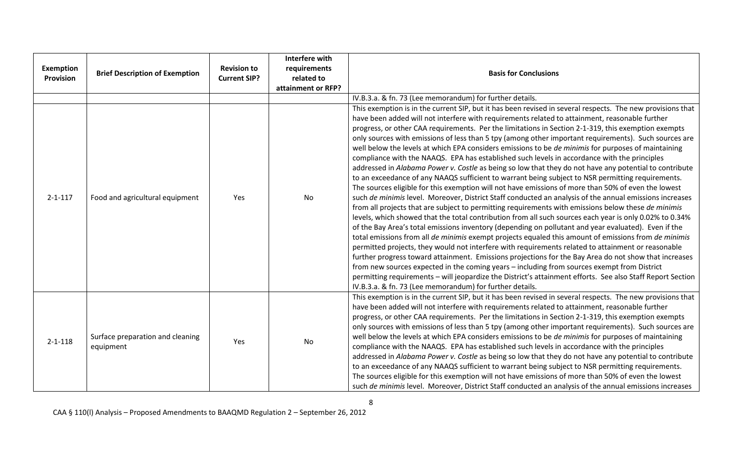| Exemption Provision | Brief Description of Exemption | Revision to Current SIP? | Interfere with requirements related to attainment or RFP? | Basis for Conclusions |
|---|---|---|---|---|
| | | | | IV.B.3.a. & fn. 73 (Lee memorandum) for further details. |
| 2-1-117 | Food and agricultural equipment | Yes | No | This exemption is in the current SIP, but it has been revised in several respects. The new provisions that have been added will not interfere with requirements related to attainment, reasonable further progress, or other CAA requirements. Per the limitations in Section 2-1-319, this exemption exempts only sources with emissions of less than 5 tpy (among other important requirements). Such sources are well below the levels at which EPA considers emissions to be *de minimis* for purposes of maintaining compliance with the NAAQS. EPA has established such levels in accordance with the principles addressed in *Alabama Power v. Costle* as being so low that they do not have any potential to contribute to an exceedance of any NAAQS sufficient to warrant being subject to NSR permitting requirements. The sources eligible for this exemption will not have emissions of more than 50% of even the lowest such *de minimis* level. Moreover, District Staff conducted an analysis of the annual emissions increases from all projects that are subject to permitting requirements with emissions below these *de minimis* levels, which showed that the total contribution from all such sources each year is only 0.02% to 0.34% of the Bay Area's total emissions inventory (depending on pollutant and year evaluated). Even if the total emissions from all *de minimis* exempt projects equaled this amount of emissions from *de minimis* permitted projects, they would not interfere with requirements related to attainment or reasonable further progress toward attainment. Emissions projections for the Bay Area do not show that increases from new sources expected in the coming years – including from sources exempt from District permitting requirements – will jeopardize the District's attainment efforts. See also Staff Report Section IV.B.3.a. & fn. 73 (Lee memorandum) for further details. |
| 2-1-118 | Surface preparation and cleaning equipment | Yes | No | This exemption is in the current SIP, but it has been revised in several respects. The new provisions that have been added will not interfere with requirements related to attainment, reasonable further progress, or other CAA requirements. Per the limitations in Section 2-1-319, this exemption exempts only sources with emissions of less than 5 tpy (among other important requirements). Such sources are well below the levels at which EPA considers emissions to be *de minimis* for purposes of maintaining compliance with the NAAQS. EPA has established such levels in accordance with the principles addressed in *Alabama Power v. Costle* as being so low that they do not have any potential to contribute to an exceedance of any NAAQS sufficient to warrant being subject to NSR permitting requirements. The sources eligible for this exemption will not have emissions of more than 50% of even the lowest such *de minimis* level. Moreover, District Staff conducted an analysis of the annual emissions increases |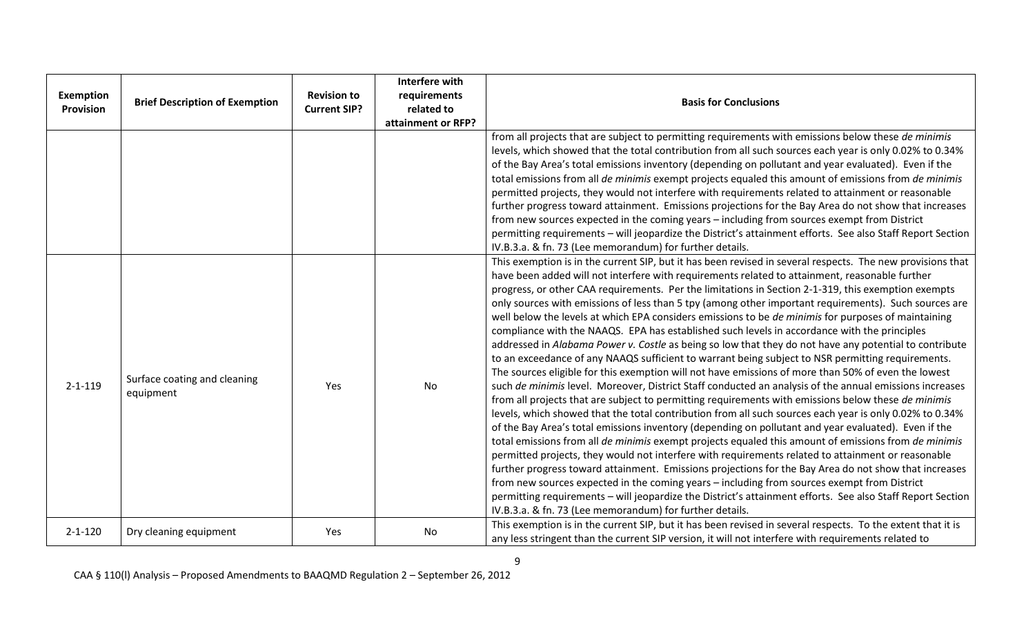| Exemption Provision | Brief Description of Exemption | Revision to Current SIP? | Interfere with requirements related to attainment or RFP? | Basis for Conclusions |
|---|---|---|---|---|
| | | | | from all projects that are subject to permitting requirements with emissions below these *de minimis* levels, which showed that the total contribution from all such sources each year is only 0.02% to 0.34% of the Bay Area's total emissions inventory (depending on pollutant and year evaluated). Even if the total emissions from all *de minimis* exempt projects equaled this amount of emissions from *de minimis* permitted projects, they would not interfere with requirements related to attainment or reasonable further progress toward attainment. Emissions projections for the Bay Area do not show that increases from new sources expected in the coming years – including from sources exempt from District permitting requirements – will jeopardize the District's attainment efforts. See also Staff Report Section IV.B.3.a. & fn. 73 (Lee memorandum) for further details. |
| 2-1-119 | Surface coating and cleaning equipment | Yes | No | This exemption is in the current SIP, but it has been revised in several respects. The new provisions that have been added will not interfere with requirements related to attainment, reasonable further progress, or other CAA requirements. Per the limitations in Section 2-1-319, this exemption exempts only sources with emissions of less than 5 tpy (among other important requirements). Such sources are well below the levels at which EPA considers emissions to be *de minimis* for purposes of maintaining compliance with the NAAQS. EPA has established such levels in accordance with the principles addressed in *Alabama Power v. Costle* as being so low that they do not have any potential to contribute to an exceedance of any NAAQS sufficient to warrant being subject to NSR permitting requirements. The sources eligible for this exemption will not have emissions of more than 50% of even the lowest such *de minimis* level. Moreover, District Staff conducted an analysis of the annual emissions increases from all projects that are subject to permitting requirements with emissions below these *de minimis* levels, which showed that the total contribution from all such sources each year is only 0.02% to 0.34% of the Bay Area's total emissions inventory (depending on pollutant and year evaluated). Even if the total emissions from all *de minimis* exempt projects equaled this amount of emissions from *de minimis* permitted projects, they would not interfere with requirements related to attainment or reasonable further progress toward attainment. Emissions projections for the Bay Area do not show that increases from new sources expected in the coming years – including from sources exempt from District permitting requirements – will jeopardize the District's attainment efforts. See also Staff Report Section IV.B.3.a. & fn. 73 (Lee memorandum) for further details. |
| 2-1-120 | Dry cleaning equipment | Yes | No | This exemption is in the current SIP, but it has been revised in several respects. To the extent that it is any less stringent than the current SIP version, it will not interfere with requirements related to |

CAA § 110(l) Analysis – Proposed Amendments to BAAQMD Regulation 2 – September 26, 2012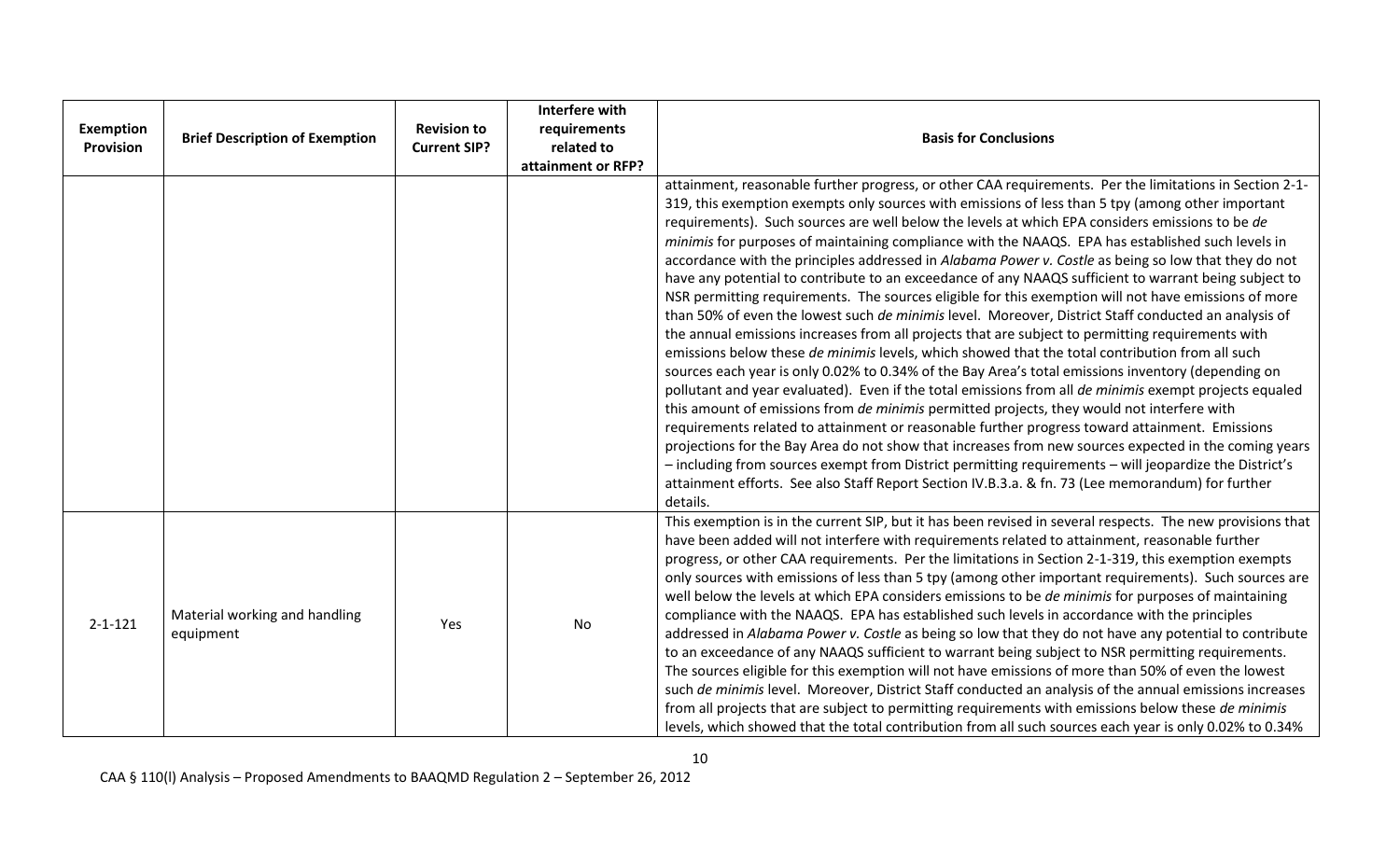| Exemption Provision | Brief Description of Exemption | Revision to Current SIP? | Interfere with requirements related to attainment or RFP? | Basis for Conclusions |
|---|---|---|---|---|
| | | | | attainment, reasonable further progress, or other CAA requirements. Per the limitations in Section 2-1-319, this exemption exempts only sources with emissions of less than 5 tpy (among other important requirements). Such sources are well below the levels at which EPA considers emissions to be *de minimis* for purposes of maintaining compliance with the NAAQS. EPA has established such levels in accordance with the principles addressed in *Alabama Power v. Costle* as being so low that they do not have any potential to contribute to an exceedance of any NAAQS sufficient to warrant being subject to NSR permitting requirements. The sources eligible for this exemption will not have emissions of more than 50% of even the lowest such *de minimis* level. Moreover, District Staff conducted an analysis of the annual emissions increases from all projects that are subject to permitting requirements with emissions below these *de minimis* levels, which showed that the total contribution from all such sources each year is only 0.02% to 0.34% of the Bay Area's total emissions inventory (depending on pollutant and year evaluated). Even if the total emissions from all *de minimis* exempt projects equaled this amount of emissions from *de minimis* permitted projects, they would not interfere with requirements related to attainment or reasonable further progress toward attainment. Emissions projections for the Bay Area do not show that increases from new sources expected in the coming years – including from sources exempt from District permitting requirements – will jeopardize the District's attainment efforts. See also Staff Report Section IV.B.3.a. & fn. 73 (Lee memorandum) for further details. |
| 2-1-121 | Material working and handling equipment | Yes | No | This exemption is in the current SIP, but it has been revised in several respects. The new provisions that have been added will not interfere with requirements related to attainment, reasonable further progress, or other CAA requirements. Per the limitations in Section 2-1-319, this exemption exempts only sources with emissions of less than 5 tpy (among other important requirements). Such sources are well below the levels at which EPA considers emissions to be *de minimis* for purposes of maintaining compliance with the NAAQS. EPA has established such levels in accordance with the principles addressed in *Alabama Power v. Costle* as being so low that they do not have any potential to contribute to an exceedance of any NAAQS sufficient to warrant being subject to NSR permitting requirements. The sources eligible for this exemption will not have emissions of more than 50% of even the lowest such *de minimis* level. Moreover, District Staff conducted an analysis of the annual emissions increases from all projects that are subject to permitting requirements with emissions below these *de minimis* levels, which showed that the total contribution from all such sources each year is only 0.02% to 0.34% |

CAA § 110(l) Analysis – Proposed Amendments to BAAQMD Regulation 2 – September 26, 2012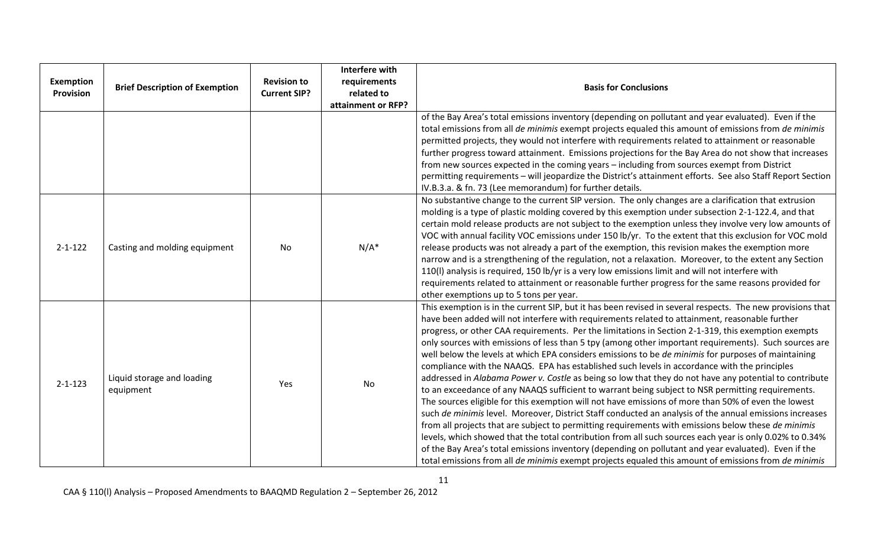| Exemption Provision | Brief Description of Exemption | Revision to Current SIP? | Interfere with requirements related to attainment or RFP? | Basis for Conclusions |
|---|---|---|---|---|
| | | | | of the Bay Area's total emissions inventory (depending on pollutant and year evaluated). Even if the total emissions from all *de minimis* exempt projects equaled this amount of emissions from *de minimis* permitted projects, they would not interfere with requirements related to attainment or reasonable further progress toward attainment. Emissions projections for the Bay Area do not show that increases from new sources expected in the coming years – including from sources exempt from District permitting requirements – will jeopardize the District's attainment efforts. See also Staff Report Section IV.B.3.a. & fn. 73 (Lee memorandum) for further details. |
| 2-1-122 | Casting and molding equipment | No | N/A* | No substantive change to the current SIP version. The only changes are a clarification that extrusion molding is a type of plastic molding covered by this exemption under subsection 2-1-122.4, and that certain mold release products are not subject to the exemption unless they involve very low amounts of VOC with annual facility VOC emissions under 150 lb/yr. To the extent that this exclusion for VOC mold release products was not already a part of the exemption, this revision makes the exemption more narrow and is a strengthening of the regulation, not a relaxation. Moreover, to the extent any Section 110(l) analysis is required, 150 lb/yr is a very low emissions limit and will not interfere with requirements related to attainment or reasonable further progress for the same reasons provided for other exemptions up to 5 tons per year. |
| 2-1-123 | Liquid storage and loading equipment | Yes | No | This exemption is in the current SIP, but it has been revised in several respects. The new provisions that have been added will not interfere with requirements related to attainment, reasonable further progress, or other CAA requirements. Per the limitations in Section 2-1-319, this exemption exempts only sources with emissions of less than 5 tpy (among other important requirements). Such sources are well below the levels at which EPA considers emissions to be *de minimis* for purposes of maintaining compliance with the NAAQS. EPA has established such levels in accordance with the principles addressed in *Alabama Power v. Costle* as being so low that they do not have any potential to contribute to an exceedance of any NAAQS sufficient to warrant being subject to NSR permitting requirements. The sources eligible for this exemption will not have emissions of more than 50% of even the lowest such *de minimis* level. Moreover, District Staff conducted an analysis of the annual emissions increases from all projects that are subject to permitting requirements with emissions below these *de minimis* levels, which showed that the total contribution from all such sources each year is only 0.02% to 0.34% of the Bay Area's total emissions inventory (depending on pollutant and year evaluated). Even if the total emissions from all *de minimis* exempt projects equaled this amount of emissions from *de minimis* |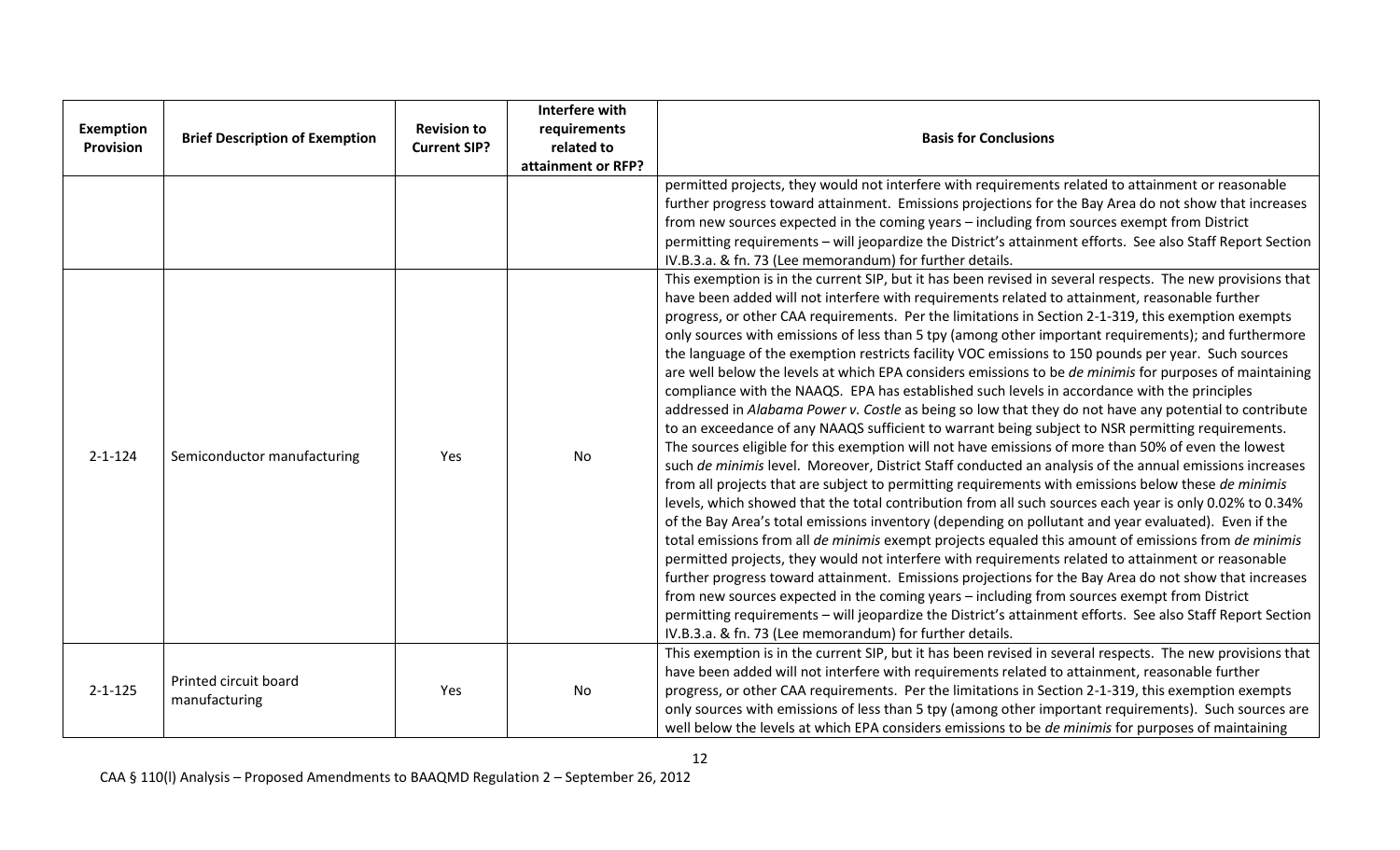| Exemption Provision | Brief Description of Exemption | Revision to Current SIP? | Interfere with requirements related to attainment or RFP? | Basis for Conclusions |
|---|---|---|---|---|
| | | | | permitted projects, they would not interfere with requirements related to attainment or reasonable further progress toward attainment. Emissions projections for the Bay Area do not show that increases from new sources expected in the coming years – including from sources exempt from District permitting requirements – will jeopardize the District's attainment efforts. See also Staff Report Section IV.B.3.a. & fn. 73 (Lee memorandum) for further details. |
| 2-1-124 | Semiconductor manufacturing | Yes | No | This exemption is in the current SIP, but it has been revised in several respects. The new provisions that have been added will not interfere with requirements related to attainment, reasonable further progress, or other CAA requirements. Per the limitations in Section 2-1-319, this exemption exempts only sources with emissions of less than 5 tpy (among other important requirements); and furthermore the language of the exemption restricts facility VOC emissions to 150 pounds per year. Such sources are well below the levels at which EPA considers emissions to be *de minimis* for purposes of maintaining compliance with the NAAQS. EPA has established such levels in accordance with the principles addressed in *Alabama Power v. Costle* as being so low that they do not have any potential to contribute to an exceedance of any NAAQS sufficient to warrant being subject to NSR permitting requirements. The sources eligible for this exemption will not have emissions of more than 50% of even the lowest such *de minimis* level. Moreover, District Staff conducted an analysis of the annual emissions increases from all projects that are subject to permitting requirements with emissions below these *de minimis* levels, which showed that the total contribution from all such sources each year is only 0.02% to 0.34% of the Bay Area's total emissions inventory (depending on pollutant and year evaluated). Even if the total emissions from all *de minimis* exempt projects equaled this amount of emissions from *de minimis* permitted projects, they would not interfere with requirements related to attainment or reasonable further progress toward attainment. Emissions projections for the Bay Area do not show that increases from new sources expected in the coming years – including from sources exempt from District permitting requirements – will jeopardize the District's attainment efforts. See also Staff Report Section IV.B.3.a. & fn. 73 (Lee memorandum) for further details. |
| 2-1-125 | Printed circuit board manufacturing | Yes | No | This exemption is in the current SIP, but it has been revised in several respects. The new provisions that have been added will not interfere with requirements related to attainment, reasonable further progress, or other CAA requirements. Per the limitations in Section 2-1-319, this exemption exempts only sources with emissions of less than 5 tpy (among other important requirements). Such sources are well below the levels at which EPA considers emissions to be *de minimis* for purposes of maintaining |

CAA § 110(l) Analysis – Proposed Amendments to BAAQMD Regulation 2 – September 26, 2012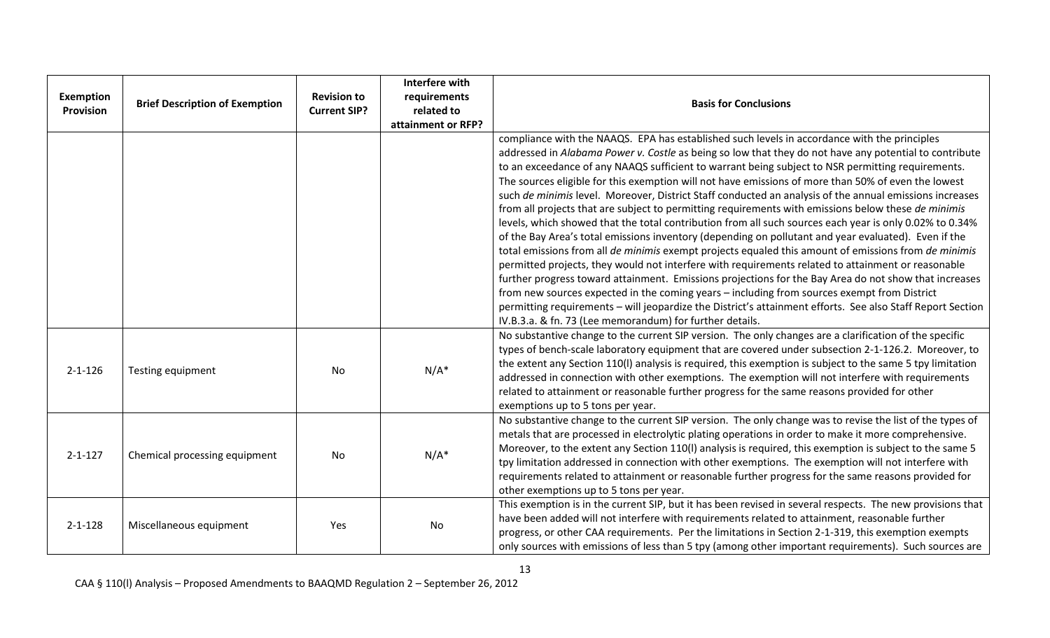| Exemption Provision | Brief Description of Exemption | Revision to Current SIP? | Interfere with requirements related to attainment or RFP? | Basis for Conclusions |
|---|---|---|---|---|
| | | | | compliance with the NAAQS. EPA has established such levels in accordance with the principles addressed in *Alabama Power v. Costle* as being so low that they do not have any potential to contribute to an exceedance of any NAAQS sufficient to warrant being subject to NSR permitting requirements. The sources eligible for this exemption will not have emissions of more than 50% of even the lowest such *de minimis* level. Moreover, District Staff conducted an analysis of the annual emissions increases from all projects that are subject to permitting requirements with emissions below these *de minimis* levels, which showed that the total contribution from all such sources each year is only 0.02% to 0.34% of the Bay Area's total emissions inventory (depending on pollutant and year evaluated). Even if the total emissions from all *de minimis* exempt projects equaled this amount of emissions from *de minimis* permitted projects, they would not interfere with requirements related to attainment or reasonable further progress toward attainment. Emissions projections for the Bay Area do not show that increases from new sources expected in the coming years – including from sources exempt from District permitting requirements – will jeopardize the District's attainment efforts. See also Staff Report Section IV.B.3.a. & fn. 73 (Lee memorandum) for further details. |
| 2-1-126 | Testing equipment | No | N/A* | No substantive change to the current SIP version. The only changes are a clarification of the specific types of bench-scale laboratory equipment that are covered under subsection 2-1-126.2. Moreover, to the extent any Section 110(l) analysis is required, this exemption is subject to the same 5 tpy limitation addressed in connection with other exemptions. The exemption will not interfere with requirements related to attainment or reasonable further progress for the same reasons provided for other exemptions up to 5 tons per year. |
| 2-1-127 | Chemical processing equipment | No | N/A* | No substantive change to the current SIP version. The only change was to revise the list of the types of metals that are processed in electrolytic plating operations in order to make it more comprehensive. Moreover, to the extent any Section 110(l) analysis is required, this exemption is subject to the same 5 tpy limitation addressed in connection with other exemptions. The exemption will not interfere with requirements related to attainment or reasonable further progress for the same reasons provided for other exemptions up to 5 tons per year. |
| 2-1-128 | Miscellaneous equipment | Yes | No | This exemption is in the current SIP, but it has been revised in several respects. The new provisions that have been added will not interfere with requirements related to attainment, reasonable further progress, or other CAA requirements. Per the limitations in Section 2-1-319, this exemption exempts only sources with emissions of less than 5 tpy (among other important requirements). Such sources are |

CAA § 110(l) Analysis – Proposed Amendments to BAAQMD Regulation 2 – September 26, 2012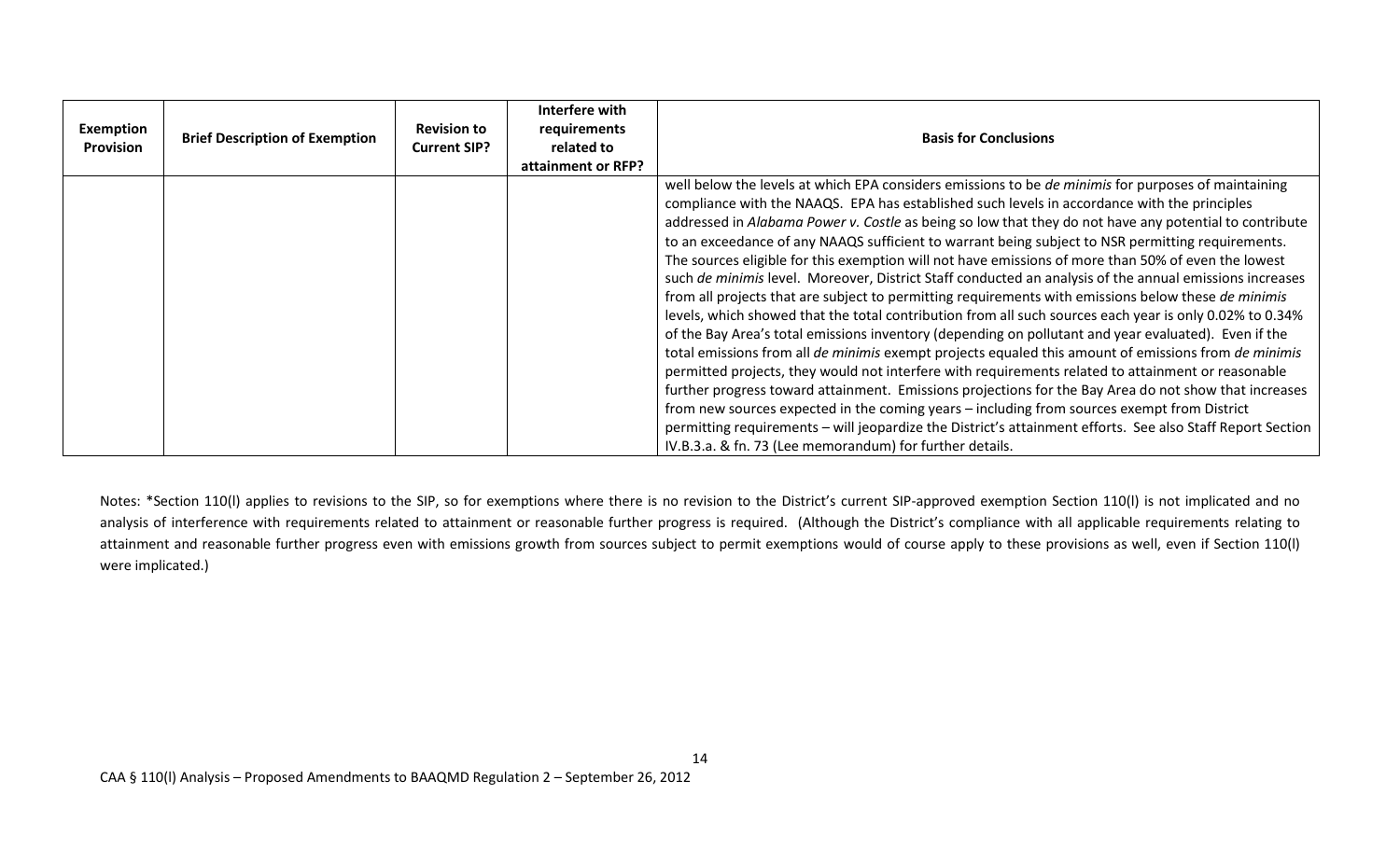| Exemption Provision | Brief Description of Exemption | Revision to Current SIP? | Interfere with requirements related to attainment or RFP? | Basis for Conclusions |
|---|---|---|---|---|
| | | | | well below the levels at which EPA considers emissions to be *de minimis* for purposes of maintaining compliance with the NAAQS. EPA has established such levels in accordance with the principles addressed in *Alabama Power v. Costle* as being so low that they do not have any potential to contribute to an exceedance of any NAAQS sufficient to warrant being subject to NSR permitting requirements. The sources eligible for this exemption will not have emissions of more than 50% of even the lowest such *de minimis* level. Moreover, District Staff conducted an analysis of the annual emissions increases from all projects that are subject to permitting requirements with emissions below these *de minimis* levels, which showed that the total contribution from all such sources each year is only 0.02% to 0.34% of the Bay Area's total emissions inventory (depending on pollutant and year evaluated). Even if the total emissions from all *de minimis* exempt projects equaled this amount of emissions from *de minimis* permitted projects, they would not interfere with requirements related to attainment or reasonable further progress toward attainment. Emissions projections for the Bay Area do not show that increases from new sources expected in the coming years – including from sources exempt from District permitting requirements – will jeopardize the District's attainment efforts. See also Staff Report Section IV.B.3.a. & fn. 73 (Lee memorandum) for further details. |

Notes: *Section 110(l) applies to revisions to the SIP, so for exemptions where there is no revision to the District's current SIP-approved exemption Section 110(l) is not implicated and no analysis of interference with requirements related to attainment or reasonable further progress is required. (Although the District's compliance with all applicable requirements relating to attainment and reasonable further progress even with emissions growth from sources subject to permit exemptions would of course apply to these provisions as well, even if Section 110(l) were implicated.)